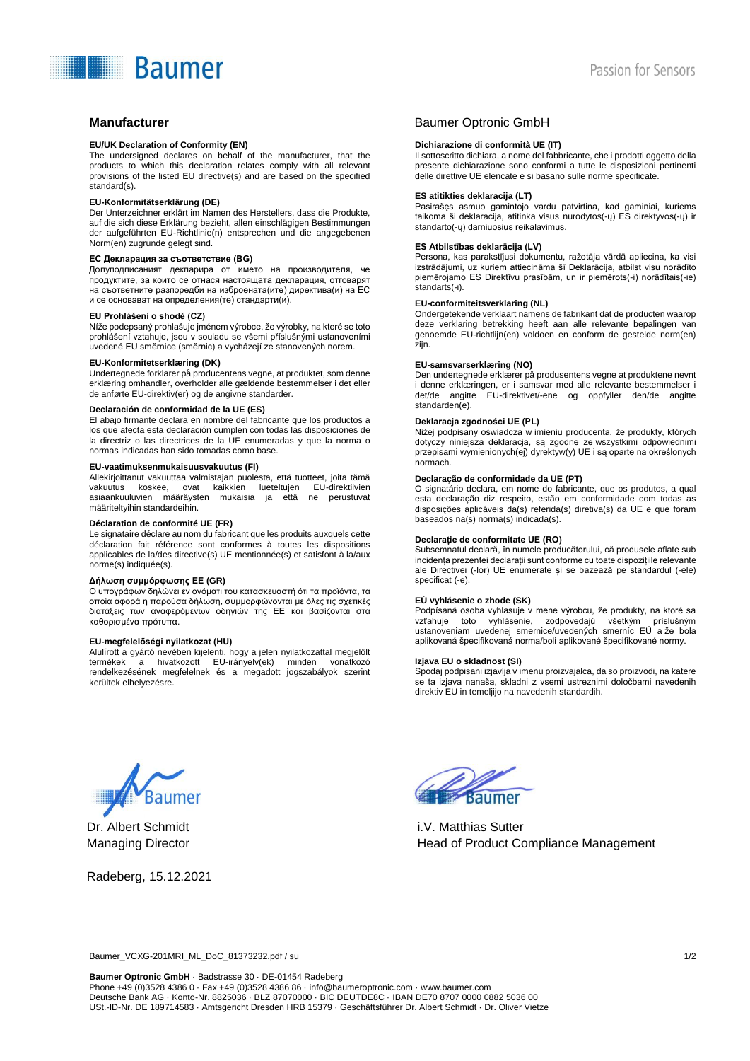# Manufacturer

# Baumer Optronic GmbH

**EU/UK Declaration of Conformity (EN)**
The undersigned declares on behalf of the manufacturer, that the products to which this declaration relates comply with all relevant provisions of the listed EU directive(s) and are based on the specified standard(s).

**EU-Konformitätserklärung (DE)**
Der Unterzeichner erklärt im Namen des Herstellers, dass die Produkte, auf die sich diese Erklärung bezieht, allen einschlägigen Bestimmungen der aufgeführten EU-Richtlinie(n) entsprechen und die angegebenen Norm(en) zugrunde gelegt sind.

**ЕС Декларация за съответствие (BG)**
Долуподписаният декларира от името на производителя, че продуктите, за които се отнася настоящата декларация, отговарят на съответните разпоредби на избраната(ите) директива(и) на ЕС и се основават на определения(те) стандарти(и).

**EU Prohlášení o shodě (CZ)**
Níže podepsaný prohlašuje jménem výrobce, že výrobky, na které se toto prohlášení vztahuje, jsou v souladu se všemi příslušnými ustanoveními uvedené EU směrnice (směrnic) a vycházejí ze stanovených norem.

**EU-Konformitetserklæring (DK)**
Undertegnede forklarer på producentens vegne, at produktet, som denne erklæring omhandler, overholder alle gældende bestemmelser i det eller de anførte EU-direktiv(er) og de angivne standarder.

**Declaración de conformidad de la UE (ES)**
El abajo firmante declara en nombre del fabricante que los productos a los que afecta esta declaración cumplen con todas las disposiciones de la directriz o las directrices de la UE enumeradas y que la norma o normas indicadas han sido tomadas como base.

**EU-vaatimuksenmukaisuusvakuutus (FI)**
Allekirjoittanut vakuuttaa valmistajan puolesta, että tuotteet, joita tämä vakuutus koskee, ovat kaikkien lueteltujen EU-direktiivien asiaankuuluvien määräysten mukaisia ja että ne perustuvat määriteltyihin standardeihin.

**Déclaration de conformité UE (FR)**
Le signataire déclare au nom du fabricant que les produits auxquels cette déclaration fait référence sont conformes à toutes les dispositions applicables de la/des directive(s) UE mentionnée(s) et satisfont à la/aux norme(s) indiquée(s).

**Δήλωση συμμόρφωσης ΕΕ (GR)**
Ο υπογράφων δηλώνει εν ονόματι του κατασκευαστή ότι τα προϊόντα, τα οποία αφορά η παρούσα δήλωση, συμμορφώνονται με όλες τις σχετικές διατάξεις των αναφερόμενων οδηγιών της ΕΕ και βασίζονται στα καθορισμένα πρότυπα.

**EU-megfelelőségi nyilatkozat (HU)**
Alulírott a gyártó nevében kijelenti, hogy a jelen nyilatkozattal megjelölt termékek a hivatkozott EU-irányelv(ek) minden vonatkozó rendelkezésének megfelelnek és a megadott jogszabályok szerint kerültek elhelyezésre.

**Dichiarazione di conformità UE (IT)**
Il sottoscritto dichiara, a nome del fabbricante, che i prodotti oggetto della presente dichiarazione sono conformi a tutte le disposizioni pertinenti delle direttive UE elencate e si basano sulle norme specificate.

**ES atitikties deklaracija (LT)**
Pasirašęs asmuo gamintojo vardu patvirtina, kad gaminiai, kuriems taikoma ši deklaracija, atitinka visus nurodytos(-ų) ES direktyvos(-ų) ir standarto(-ų) darniuosius reikalavimus.

**ES Atbilstības deklarācija (LV)**
Persona, kas parakstījusi dokumentu, ražotāja vārdā apliecina, ka visi izstrādājumi, uz kuriem attiecināma šī Deklarācija, atbilst visu norādīto piemērojamo ES Direktīvu prasībām, un ir piemērots(-i) norādītais(-ie) standarts(-i).

**EU-conformiteitsverklaring (NL)**
Ondergetekende verklaart namens de fabrikant dat de producten waarop deze verklaring betrekking heeft aan alle relevante bepalingen van genoemde EU-richtlijn(en) voldoen en conform de gestelde norm(en) zijn.

**EU-samsvarserklæring (NO)**
Den undertegnede erklærer på produsentens vegne at produktene nevnt i denne erklæringen, er i samsvar med alle relevante bestemmelser i det/de angitte EU-direktivet/-ene og oppfyller den/de angitte standarden(e).

**Deklaracja zgodności UE (PL)**
Niżej podpisany oświadcza w imieniu producenta, że produkty, których dotyczy niniejsza deklaracja, są zgodne ze wszystkimi odpowiednimi przepisami wymienionych(ej) dyrektyw(y) UE i są oparte na określonych normach.

**Declaração de conformidade da UE (PT)**
O signatário declara, em nome do fabricante, que os produtos, a qual esta declaração diz respeito, estão em conformidade com todas as disposições aplicáveis da(s) referida(s) diretiva(s) da UE e que foram baseados na(s) norma(s) indicada(s).

**Declarație de conformitate UE (RO)**
Subsemnatul declară, în numele producătorului, că produsele aflate sub incidența prezentei declarații sunt conforme cu toate dispozițiile relevante ale Directivei (-lor) UE enumerate și se bazează pe standardul (-ele) specificat (-e).

**EÚ vyhlásenie o zhode (SK)**
Podpísaná osoba vyhlasuje v mene výrobcu, že produkty, na ktoré sa vzťahuje toto vyhlásenie, zodpovedajú všetkým príslušným ustanoveniam uvedenej smernice/uvedených smerníc EÚ a že bola aplikovaná špecifikovaná norma/boli aplikované špecifikované normy.

**Izjava EU o skladnost (SI)**
Spodaj podpisani izjavlja v imenu proizvajalca, da so proizvodi, na katere se ta izjava nanaša, skladni z vsemi ustreznimi določbami navedenih direktiv EU in temeljijo na navedenih standardih.

Dr. Albert Schmidt
Managing Director

i.V. Matthias Sutter
Head of Product Compliance Management

Radeberg, 15.12.2021

Baumer_VCXG-201MRI_ML_DoC_81373232.pdf / su

**Baumer Optronic GmbH** · Badstrasse 30 · DE-01454 Radeberg
Phone +49 (0)3528 4386 0 · Fax +49 (0)3528 4386 86 · info@baumeroptronic.com · www.baumer.com
Deutsche Bank AG · Konto-Nr. 8825036 · BLZ 87070000 · BIC DEUTDE8C · IBAN DE70 8707 0000 0882 5036 00
USt.-ID-Nr. DE 189714583 · Amtsgericht Dresden HRB 15379 · Geschäftsführer Dr. Albert Schmidt · Dr. Oliver Vietze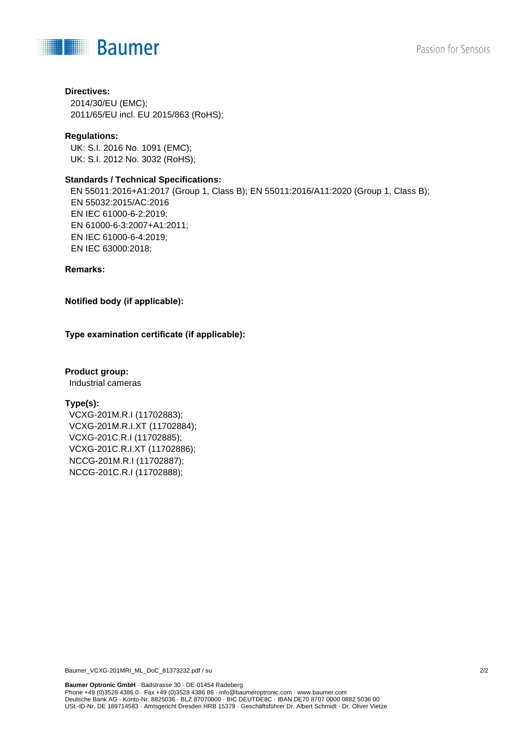**Directives:**

2014/30/EU (EMC);
2011/65/EU incl. EU 2015/863 (RoHS);

**Regulations:**

UK: S.I. 2016 No. 1091 (EMC);
UK: S.I. 2012 No. 3032 (RoHS);

**Standards / Technical Specifications:**

EN 55011:2016+A1:2017 (Group 1, Class B); EN 55011:2016/A11:2020 (Group 1, Class B);
EN 55032:2015/AC:2016
EN IEC 61000-6-2:2019;
EN 61000-6-3:2007+A1:2011;
EN IEC 61000-6-4:2019;
EN IEC 63000:2018;

**Remarks:**

**Notified body (if applicable):**

**Type examination certificate (if applicable):**

**Product group:**

Industrial cameras

**Type(s):**

VCXG-201M.R.I (11702883);
VCXG-201M.R.I.XT (11702884);
VCXG-201C.R.I (11702885);
VCXG-201C.R.I.XT (11702886);
NCCG-201M.R.I (11702887);
NCCG-201C.R.I (11702888);

Baumer_VCXG-201MRI_ML_DoC_81373232.pdf / su

**Baumer Optronic GmbH** · Badstrasse 30 · DE-01454 Radeberg
Phone +49 (0)3528 4386 0 · Fax +49 (0)3528 4386 86 · info@baumeroptronic.com · www.baumer.com
Deutsche Bank AG · Konto-Nr. 8825036 · BLZ 87070000 · BIC DEUTDE8C · IBAN DE70 8707 0000 0882 5036 00
USt.-ID-Nr. DE 189714583 · Amtsgericht Dresden HRB 15379 · Geschäftsführer Dr. Albert Schmidt · Dr. Oliver Vietze